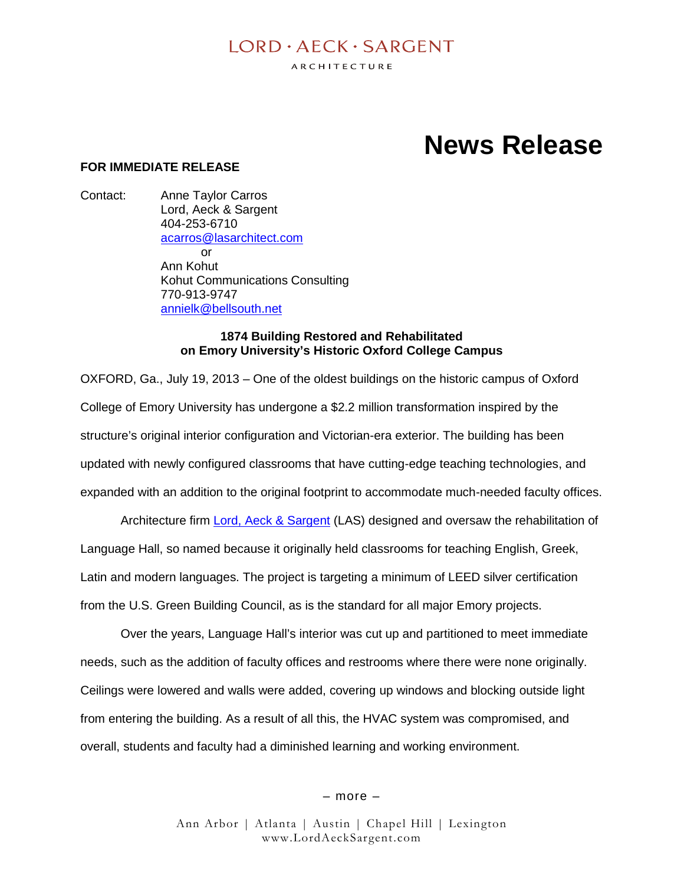LORD · AECK · SARGENT

ARCHITECTURE

# News Release

**FOR IMMEDIATE RELEASE**

Contact: Anne Taylor Carros
Lord, Aeck & Sargent
404-253-6710
acarros@lasarchitect.com
or
Ann Kohut
Kohut Communications Consulting
770-913-9747
annielk@bellsouth.net

**1874 Building Restored and Rehabilitated on Emory University's Historic Oxford College Campus**

OXFORD, Ga., July 19, 2013 – One of the oldest buildings on the historic campus of Oxford College of Emory University has undergone a $2.2 million transformation inspired by the structure's original interior configuration and Victorian-era exterior. The building has been updated with newly configured classrooms that have cutting-edge teaching technologies, and expanded with an addition to the original footprint to accommodate much-needed faculty offices.

Architecture firm Lord, Aeck & Sargent (LAS) designed and oversaw the rehabilitation of Language Hall, so named because it originally held classrooms for teaching English, Greek, Latin and modern languages. The project is targeting a minimum of LEED silver certification from the U.S. Green Building Council, as is the standard for all major Emory projects.

Over the years, Language Hall's interior was cut up and partitioned to meet immediate needs, such as the addition of faculty offices and restrooms where there were none originally. Ceilings were lowered and walls were added, covering up windows and blocking outside light from entering the building. As a result of all this, the HVAC system was compromised, and overall, students and faculty had a diminished learning and working environment.

– more –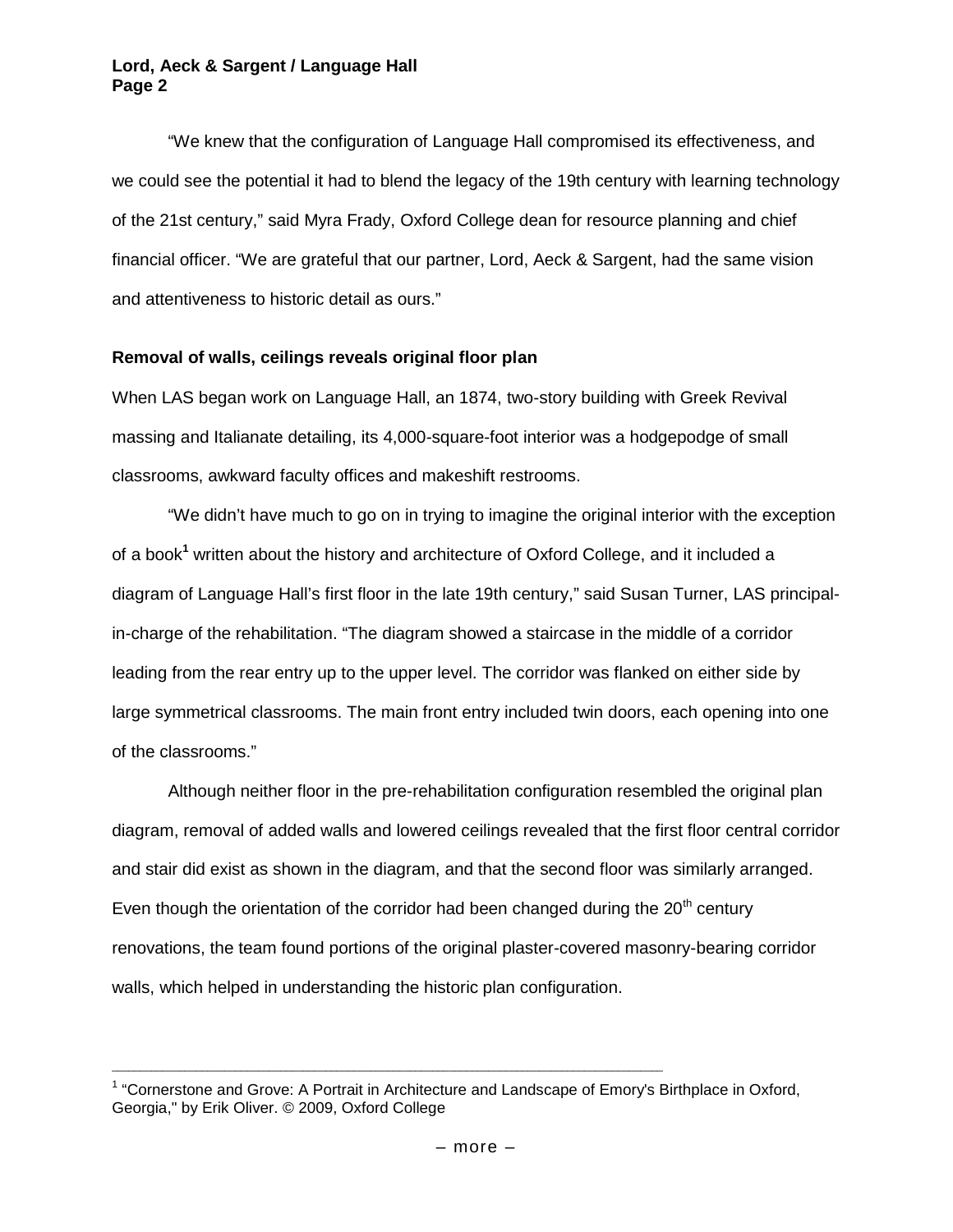"We knew that the configuration of Language Hall compromised its effectiveness, and we could see the potential it had to blend the legacy of the 19th century with learning technology of the 21st century," said Myra Frady, Oxford College dean for resource planning and chief financial officer. "We are grateful that our partner, Lord, Aeck & Sargent, had the same vision and attentiveness to historic detail as ours."

**Removal of walls, ceilings reveals original floor plan**

When LAS began work on Language Hall, an 1874, two-story building with Greek Revival massing and Italianate detailing, its 4,000-square-foot interior was a hodgepodge of small classrooms, awkward faculty offices and makeshift restrooms.

"We didn't have much to go on in trying to imagine the original interior with the exception of a book[1] written about the history and architecture of Oxford College, and it included a diagram of Language Hall's first floor in the late 19th century," said Susan Turner, LAS principal-in-charge of the rehabilitation. "The diagram showed a staircase in the middle of a corridor leading from the rear entry up to the upper level. The corridor was flanked on either side by large symmetrical classrooms. The main front entry included twin doors, each opening into one of the classrooms."

Although neither floor in the pre-rehabilitation configuration resembled the original plan diagram, removal of added walls and lowered ceilings revealed that the first floor central corridor and stair did exist as shown in the diagram, and that the second floor was similarly arranged. Even though the orientation of the corridor had been changed during the 20th century renovations, the team found portions of the original plaster-covered masonry-bearing corridor walls, which helped in understanding the historic plan configuration.

---

[1] "Cornerstone and Grove: A Portrait in Architecture and Landscape of Emory's Birthplace in Oxford, Georgia," by Erik Oliver. © 2009, Oxford College

– more –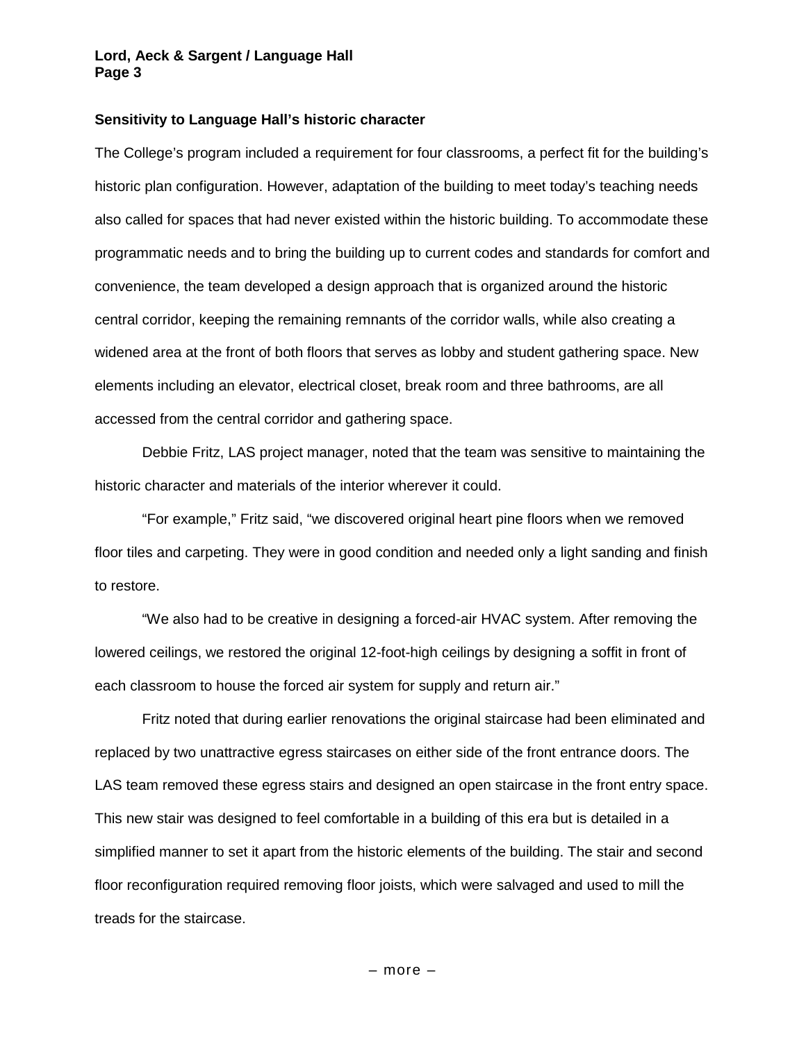**Sensitivity to Language Hall's historic character**

The College's program included a requirement for four classrooms, a perfect fit for the building's historic plan configuration. However, adaptation of the building to meet today's teaching needs also called for spaces that had never existed within the historic building. To accommodate these programmatic needs and to bring the building up to current codes and standards for comfort and convenience, the team developed a design approach that is organized around the historic central corridor, keeping the remaining remnants of the corridor walls, while also creating a widened area at the front of both floors that serves as lobby and student gathering space. New elements including an elevator, electrical closet, break room and three bathrooms, are all accessed from the central corridor and gathering space.

Debbie Fritz, LAS project manager, noted that the team was sensitive to maintaining the historic character and materials of the interior wherever it could.

"For example," Fritz said, "we discovered original heart pine floors when we removed floor tiles and carpeting. They were in good condition and needed only a light sanding and finish to restore.

"We also had to be creative in designing a forced-air HVAC system. After removing the lowered ceilings, we restored the original 12-foot-high ceilings by designing a soffit in front of each classroom to house the forced air system for supply and return air."

Fritz noted that during earlier renovations the original staircase had been eliminated and replaced by two unattractive egress staircases on either side of the front entrance doors. The LAS team removed these egress stairs and designed an open staircase in the front entry space. This new stair was designed to feel comfortable in a building of this era but is detailed in a simplified manner to set it apart from the historic elements of the building. The stair and second floor reconfiguration required removing floor joists, which were salvaged and used to mill the treads for the staircase.

– more –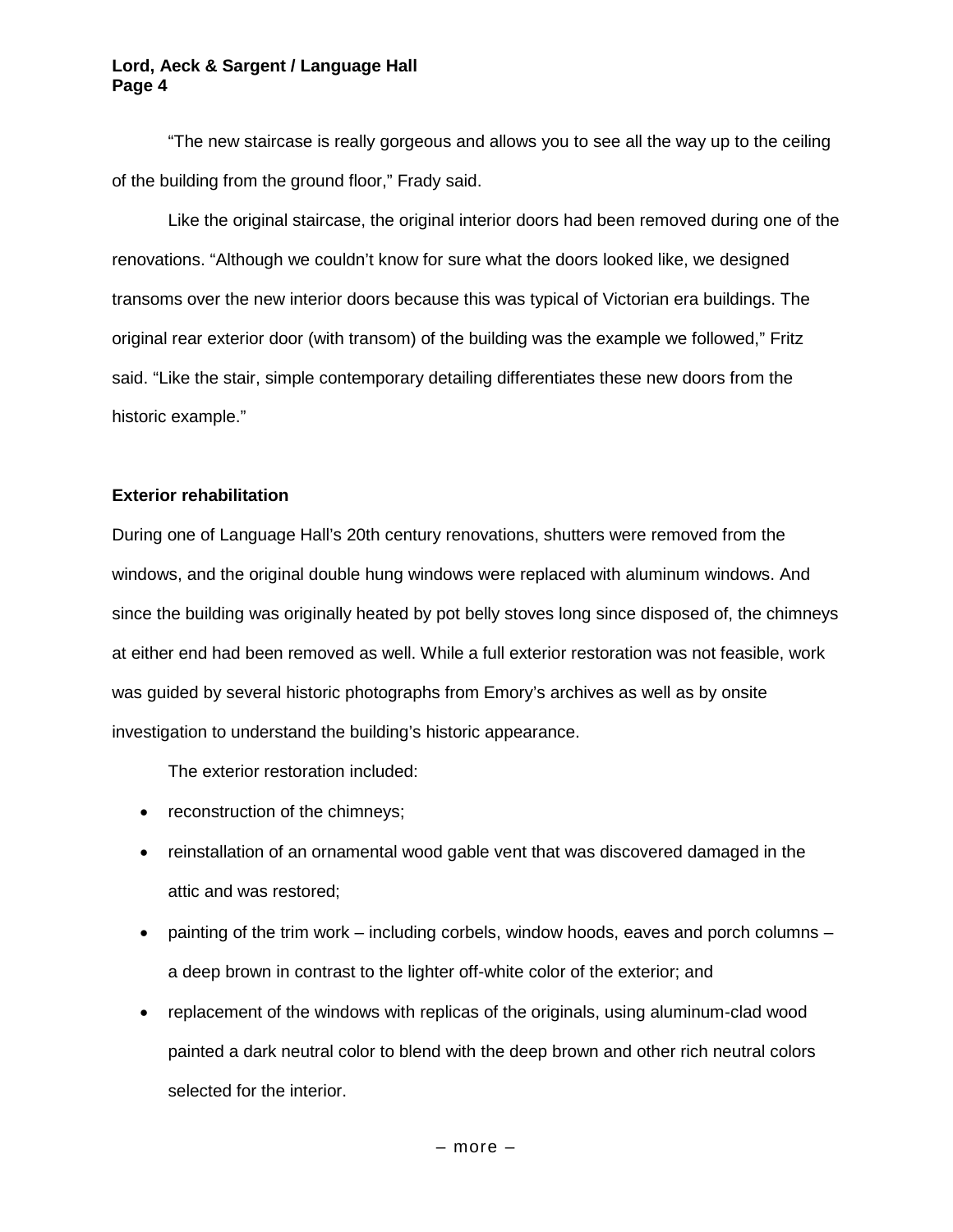"The new staircase is really gorgeous and allows you to see all the way up to the ceiling of the building from the ground floor," Frady said.

Like the original staircase, the original interior doors had been removed during one of the renovations. "Although we couldn't know for sure what the doors looked like, we designed transoms over the new interior doors because this was typical of Victorian era buildings. The original rear exterior door (with transom) of the building was the example we followed," Fritz said. "Like the stair, simple contemporary detailing differentiates these new doors from the historic example."

**Exterior rehabilitation**

During one of Language Hall's 20th century renovations, shutters were removed from the windows, and the original double hung windows were replaced with aluminum windows. And since the building was originally heated by pot belly stoves long since disposed of, the chimneys at either end had been removed as well. While a full exterior restoration was not feasible, work was guided by several historic photographs from Emory's archives as well as by onsite investigation to understand the building's historic appearance.

The exterior restoration included:

- reconstruction of the chimneys;
- reinstallation of an ornamental wood gable vent that was discovered damaged in the attic and was restored;
- painting of the trim work – including corbels, window hoods, eaves and porch columns – a deep brown in contrast to the lighter off-white color of the exterior; and
- replacement of the windows with replicas of the originals, using aluminum-clad wood painted a dark neutral color to blend with the deep brown and other rich neutral colors selected for the interior.

– more –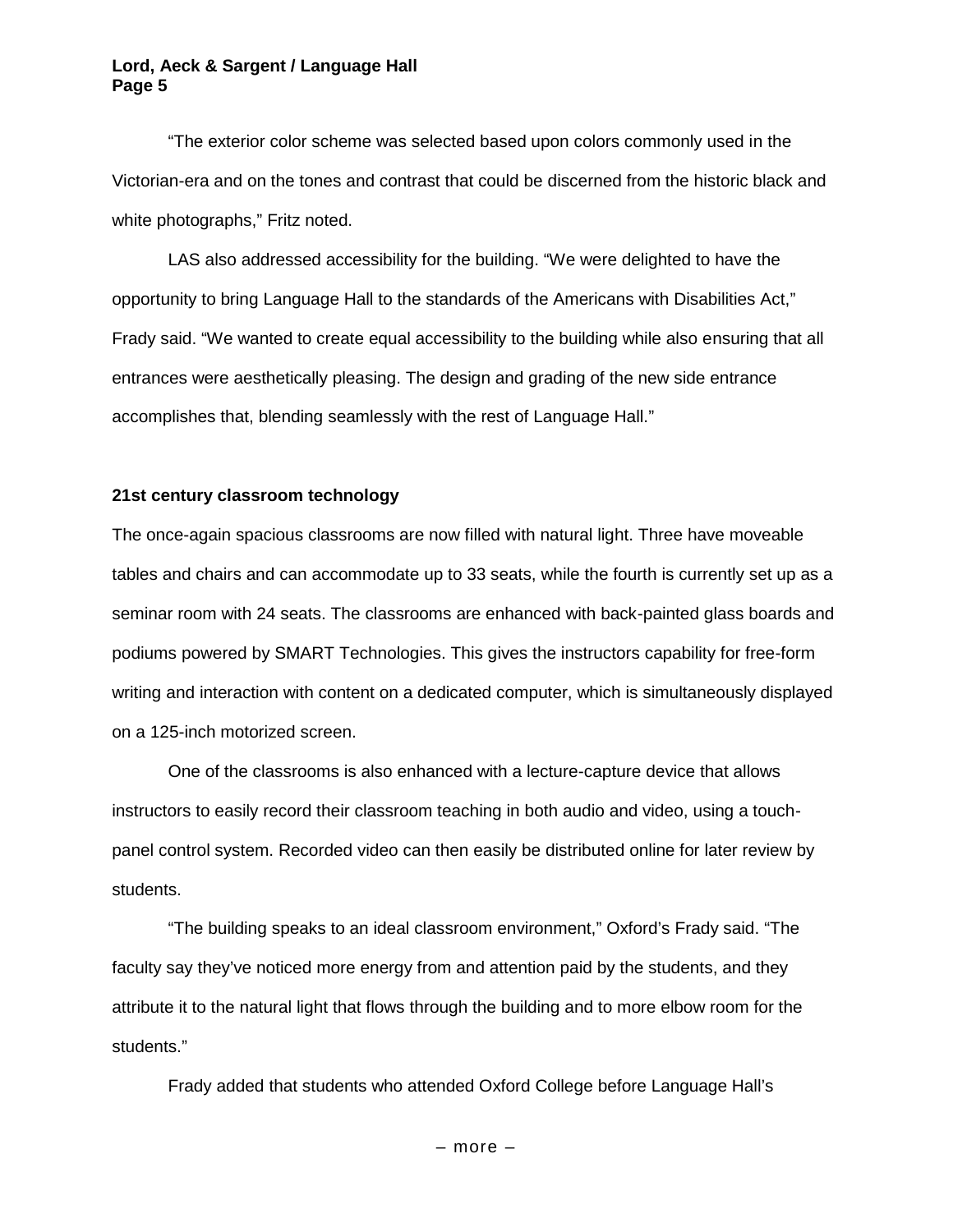"The exterior color scheme was selected based upon colors commonly used in the Victorian-era and on the tones and contrast that could be discerned from the historic black and white photographs," Fritz noted.

LAS also addressed accessibility for the building. "We were delighted to have the opportunity to bring Language Hall to the standards of the Americans with Disabilities Act," Frady said. "We wanted to create equal accessibility to the building while also ensuring that all entrances were aesthetically pleasing. The design and grading of the new side entrance accomplishes that, blending seamlessly with the rest of Language Hall."

**21st century classroom technology**

The once-again spacious classrooms are now filled with natural light. Three have moveable tables and chairs and can accommodate up to 33 seats, while the fourth is currently set up as a seminar room with 24 seats. The classrooms are enhanced with back-painted glass boards and podiums powered by SMART Technologies. This gives the instructors capability for free-form writing and interaction with content on a dedicated computer, which is simultaneously displayed on a 125-inch motorized screen.

One of the classrooms is also enhanced with a lecture-capture device that allows instructors to easily record their classroom teaching in both audio and video, using a touch-panel control system. Recorded video can then easily be distributed online for later review by students.

"The building speaks to an ideal classroom environment," Oxford's Frady said. "The faculty say they've noticed more energy from and attention paid by the students, and they attribute it to the natural light that flows through the building and to more elbow room for the students."

Frady added that students who attended Oxford College before Language Hall's

– more –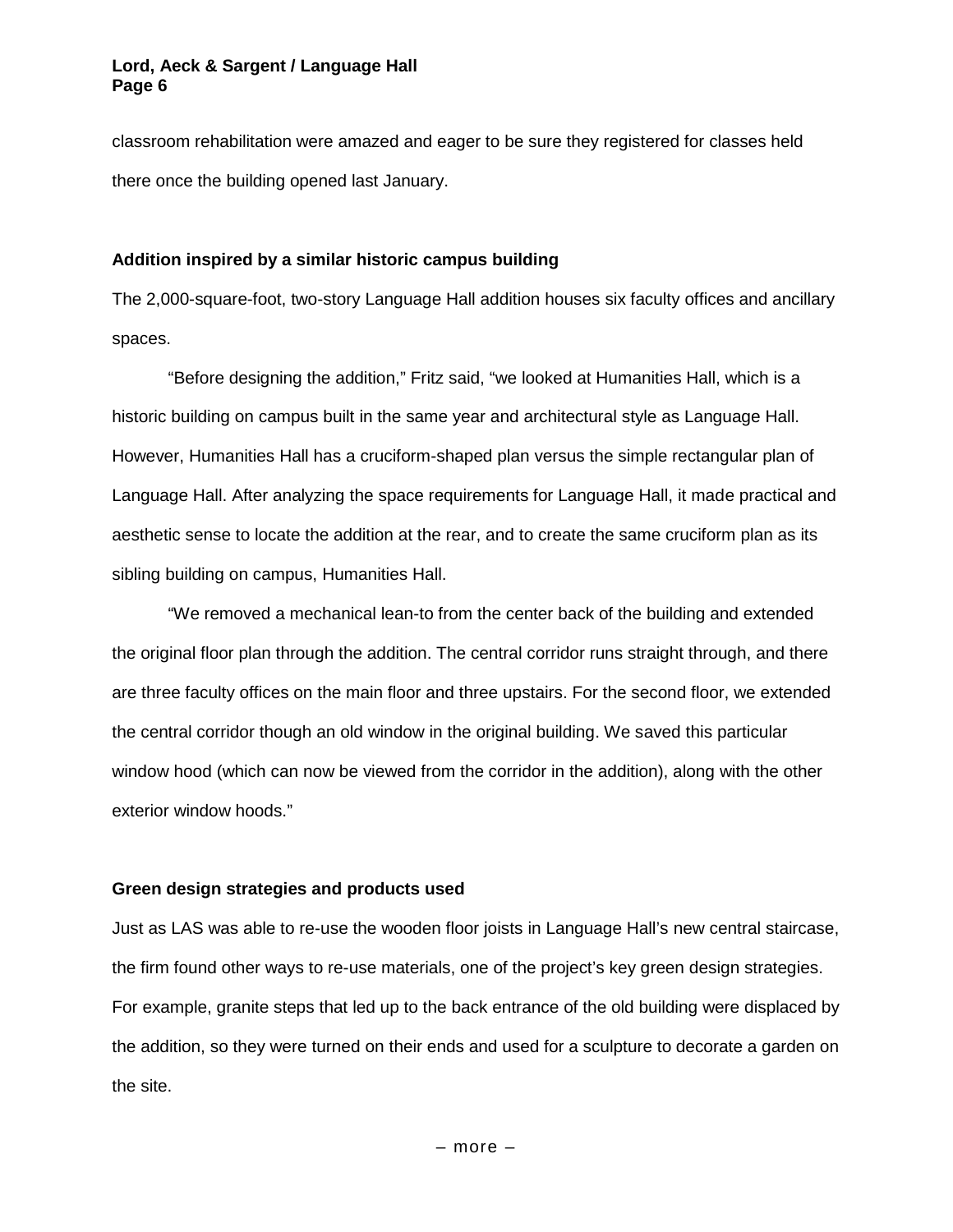classroom rehabilitation were amazed and eager to be sure they registered for classes held there once the building opened last January.

**Addition inspired by a similar historic campus building**

The 2,000-square-foot, two-story Language Hall addition houses six faculty offices and ancillary spaces.

"Before designing the addition," Fritz said, "we looked at Humanities Hall, which is a historic building on campus built in the same year and architectural style as Language Hall. However, Humanities Hall has a cruciform-shaped plan versus the simple rectangular plan of Language Hall. After analyzing the space requirements for Language Hall, it made practical and aesthetic sense to locate the addition at the rear, and to create the same cruciform plan as its sibling building on campus, Humanities Hall.

"We removed a mechanical lean-to from the center back of the building and extended the original floor plan through the addition. The central corridor runs straight through, and there are three faculty offices on the main floor and three upstairs. For the second floor, we extended the central corridor though an old window in the original building. We saved this particular window hood (which can now be viewed from the corridor in the addition), along with the other exterior window hoods."

**Green design strategies and products used**

Just as LAS was able to re-use the wooden floor joists in Language Hall's new central staircase, the firm found other ways to re-use materials, one of the project's key green design strategies. For example, granite steps that led up to the back entrance of the old building were displaced by the addition, so they were turned on their ends and used for a sculpture to decorate a garden on the site.

– more –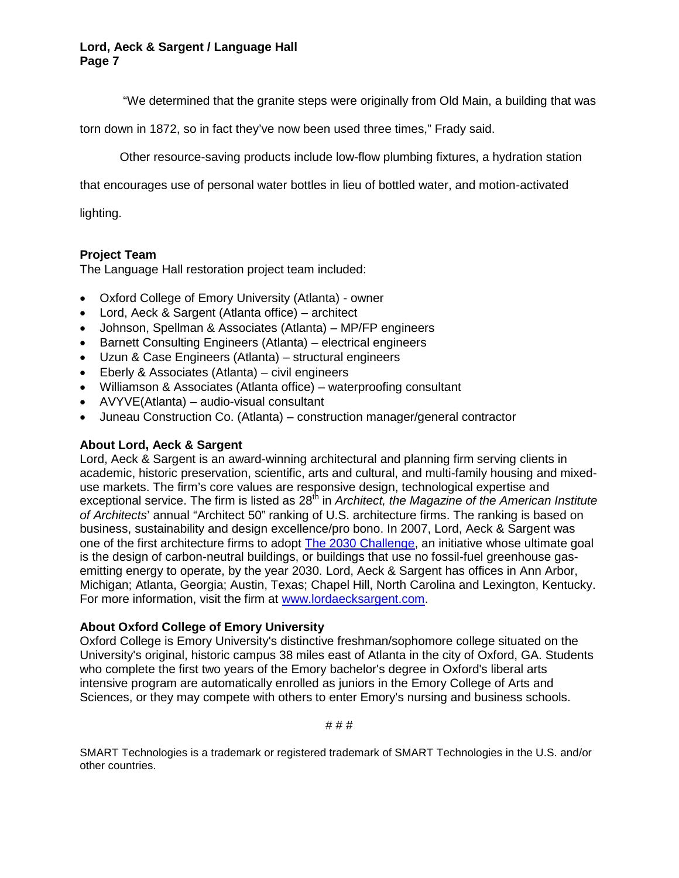"We determined that the granite steps were originally from Old Main, a building that was torn down in 1872, so in fact they've now been used three times," Frady said.

Other resource-saving products include low-flow plumbing fixtures, a hydration station that encourages use of personal water bottles in lieu of bottled water, and motion-activated lighting.

**Project Team**

The Language Hall restoration project team included:

- Oxford College of Emory University (Atlanta) - owner
- Lord, Aeck & Sargent (Atlanta office) – architect
- Johnson, Spellman & Associates (Atlanta) – MP/FP engineers
- Barnett Consulting Engineers (Atlanta) – electrical engineers
- Uzun & Case Engineers (Atlanta) – structural engineers
- Eberly & Associates (Atlanta) – civil engineers
- Williamson & Associates (Atlanta office) – waterproofing consultant
- AVYVE(Atlanta) – audio-visual consultant
- Juneau Construction Co. (Atlanta) – construction manager/general contractor

**About Lord, Aeck & Sargent**

Lord, Aeck & Sargent is an award-winning architectural and planning firm serving clients in academic, historic preservation, scientific, arts and cultural, and multi-family housing and mixed-use markets. The firm's core values are responsive design, technological expertise and exceptional service. The firm is listed as 28th in *Architect, the Magazine of the American Institute of Architects*' annual "Architect 50" ranking of U.S. architecture firms. The ranking is based on business, sustainability and design excellence/pro bono. In 2007, Lord, Aeck & Sargent was one of the first architecture firms to adopt The 2030 Challenge, an initiative whose ultimate goal is the design of carbon-neutral buildings, or buildings that use no fossil-fuel greenhouse gas-emitting energy to operate, by the year 2030. Lord, Aeck & Sargent has offices in Ann Arbor, Michigan; Atlanta, Georgia; Austin, Texas; Chapel Hill, North Carolina and Lexington, Kentucky. For more information, visit the firm at www.lordaecksargent.com.

**About Oxford College of Emory University**

Oxford College is Emory University's distinctive freshman/sophomore college situated on the University's original, historic campus 38 miles east of Atlanta in the city of Oxford, GA. Students who complete the first two years of the Emory bachelor's degree in Oxford's liberal arts intensive program are automatically enrolled as juniors in the Emory College of Arts and Sciences, or they may compete with others to enter Emory's nursing and business schools.

# # #

SMART Technologies is a trademark or registered trademark of SMART Technologies in the U.S. and/or other countries.